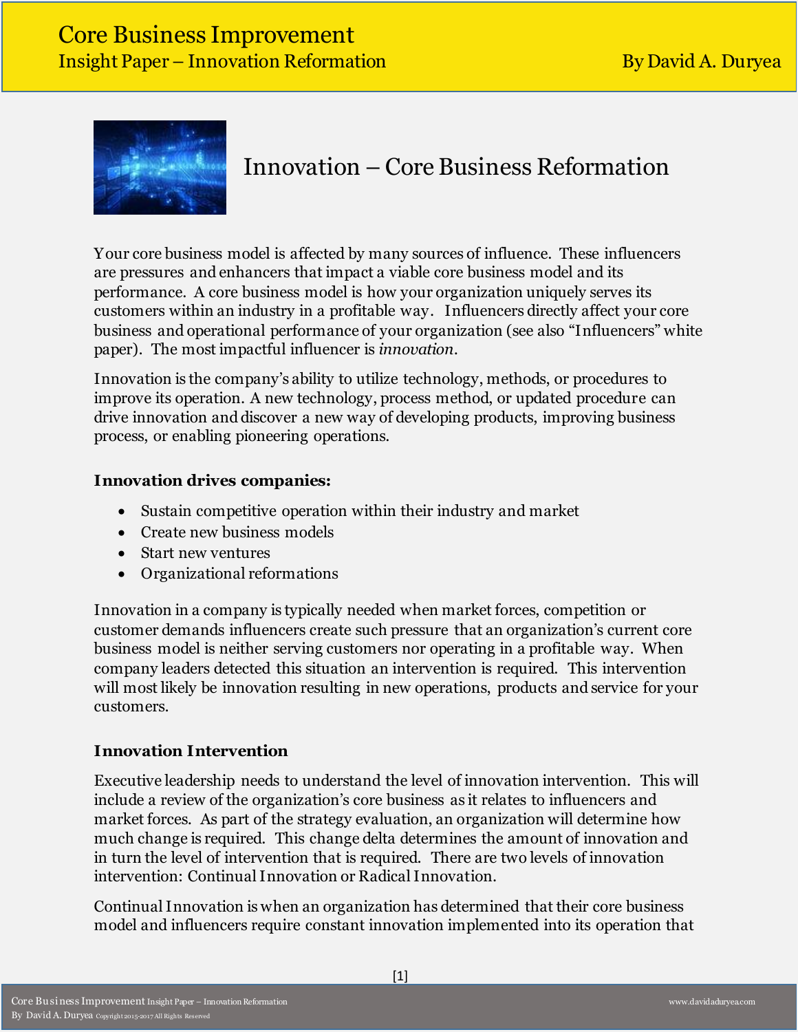# Innovation – Core Business Reformation

Your core business model is affected by many sources of influence. These influencers are pressures and enhancers that impact a viable core business model and its performance. A core business model is how your organization uniquely serves its customers within an industry in a profitable way. Influencers directly affect your core business and operational performance of your organization (see also "Influencers" white paper). The most impactful influencer is *innovation*.

Innovation is the company's ability to utilize technology, methods, or procedures to improve its operation. A new technology, process method, or updated procedure can drive innovation and discover a new way of developing products, improving business process, or enabling pioneering operations.

**Innovation drives companies:**

- Sustain competitive operation within their industry and market
- Create new business models
- Start new ventures
- Organizational reformations

Innovation in a company is typically needed when market forces, competition or customer demands influencers create such pressure that an organization's current core business model is neither serving customers nor operating in a profitable way. When company leaders detected this situation an intervention is required. This intervention will most likely be innovation resulting in new operations, products and service for your customers.

**Innovation Intervention**

Executive leadership needs to understand the level of innovation intervention. This will include a review of the organization's core business as it relates to influencers and market forces. As part of the strategy evaluation, an organization will determine how much change is required. This change delta determines the amount of innovation and in turn the level of intervention that is required. There are two levels of innovation intervention: Continual Innovation or Radical Innovation.

Continual Innovation is when an organization has determined that their core business model and influencers require constant innovation implemented into its operation that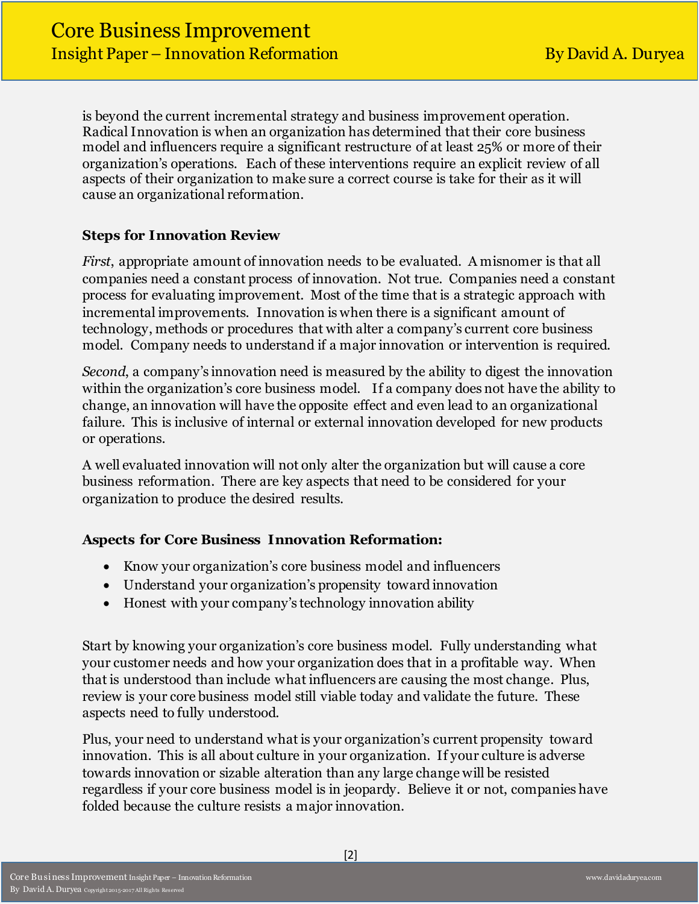is beyond the current incremental strategy and business improvement operation. Radical Innovation is when an organization has determined that their core business model and influencers require a significant restructure of at least 25% or more of their organization's operations. Each of these interventions require an explicit review of all aspects of their organization to make sure a correct course is take for their as it will cause an organizational reformation.

### Steps for Innovation Review

*First*, appropriate amount of innovation needs to be evaluated. A misnomer is that all companies need a constant process of innovation. Not true. Companies need a constant process for evaluating improvement. Most of the time that is a strategic approach with incremental improvements. Innovation is when there is a significant amount of technology, methods or procedures that with alter a company's current core business model. Company needs to understand if a major innovation or intervention is required.

*Second*, a company's innovation need is measured by the ability to digest the innovation within the organization's core business model. If a company does not have the ability to change, an innovation will have the opposite effect and even lead to an organizational failure. This is inclusive of internal or external innovation developed for new products or operations.

A well evaluated innovation will not only alter the organization but will cause a core business reformation. There are key aspects that need to be considered for your organization to produce the desired results.

### Aspects for Core Business Innovation Reformation:

- Know your organization's core business model and influencers
- Understand your organization's propensity toward innovation
- Honest with your company's technology innovation ability

Start by knowing your organization's core business model. Fully understanding what your customer needs and how your organization does that in a profitable way. When that is understood than include what influencers are causing the most change. Plus, review is your core business model still viable today and validate the future. These aspects need to fully understood.

Plus, your need to understand what is your organization's current propensity toward innovation. This is all about culture in your organization. If your culture is adverse towards innovation or sizable alteration than any large change will be resisted regardless if your core business model is in jeopardy. Believe it or not, companies have folded because the culture resists a major innovation.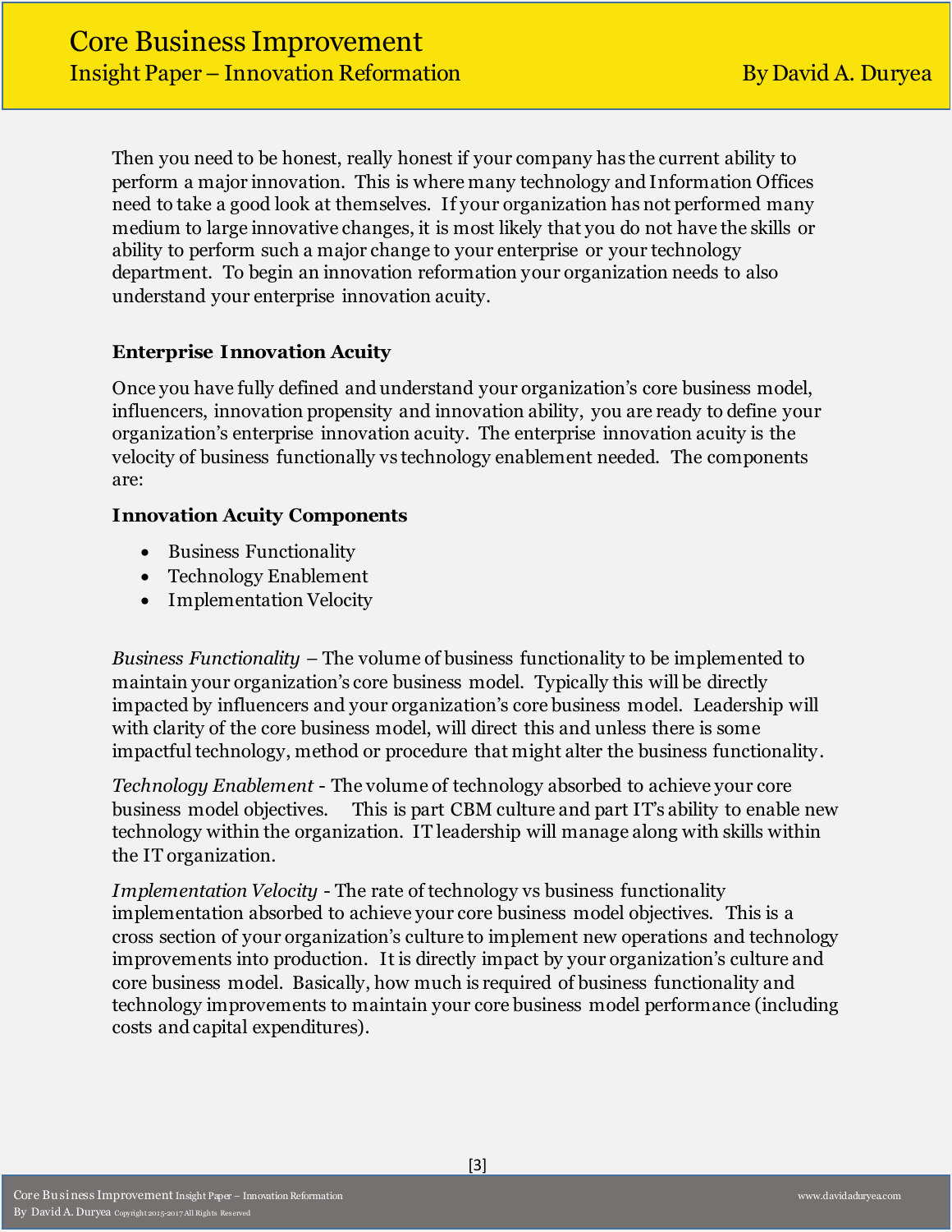Then you need to be honest, really honest if your company has the current ability to perform a major innovation. This is where many technology and Information Offices need to take a good look at themselves. If your organization has not performed many medium to large innovative changes, it is most likely that you do not have the skills or ability to perform such a major change to your enterprise or your technology department. To begin an innovation reformation your organization needs to also understand your enterprise innovation acuity.

### Enterprise Innovation Acuity

Once you have fully defined and understand your organization's core business model, influencers, innovation propensity and innovation ability, you are ready to define your organization's enterprise innovation acuity. The enterprise innovation acuity is the velocity of business functionally vs technology enablement needed. The components are:

#### Innovation Acuity Components

- Business Functionality
- Technology Enablement
- Implementation Velocity

*Business Functionality* – The volume of business functionality to be implemented to maintain your organization's core business model. Typically this will be directly impacted by influencers and your organization's core business model. Leadership will with clarity of the core business model, will direct this and unless there is some impactful technology, method or procedure that might alter the business functionality.

*Technology Enablement* - The volume of technology absorbed to achieve your core business model objectives. This is part CBM culture and part IT's ability to enable new technology within the organization. IT leadership will manage along with skills within the IT organization.

*Implementation Velocity* - The rate of technology vs business functionality implementation absorbed to achieve your core business model objectives. This is a cross section of your organization's culture to implement new operations and technology improvements into production. It is directly impact by your organization's culture and core business model. Basically, how much is required of business functionality and technology improvements to maintain your core business model performance (including costs and capital expenditures).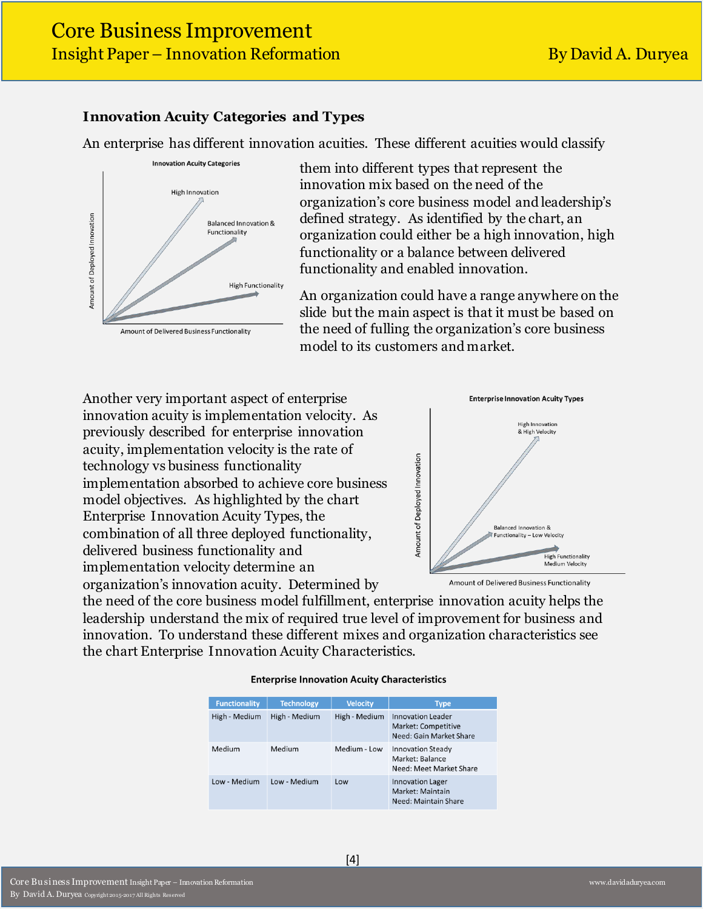### Innovation Acuity Categories and Types

An enterprise has different innovation acuities. These different acuities would classify them into different types that represent the innovation mix based on the need of the organization's core business model and leadership's defined strategy. As identified by the chart, an organization could either be a high innovation, high functionality or a balance between delivered functionality and enabled innovation.

An organization could have a range anywhere on the slide but the main aspect is that it must be based on the need of fulling the organization's core business model to its customers and market.

Another very important aspect of enterprise innovation acuity is implementation velocity. As previously described for enterprise innovation acuity, implementation velocity is the rate of technology vs business functionality implementation absorbed to achieve core business model objectives. As highlighted by the chart Enterprise Innovation Acuity Types, the combination of all three deployed functionality, delivered business functionality and implementation velocity determine an organization's innovation acuity. Determined by the need of the core business model fulfillment, enterprise innovation acuity helps the leadership understand the mix of required true level of improvement for business and innovation. To understand these different mixes and organization characteristics see the chart Enterprise Innovation Acuity Characteristics.

**Enterprise Innovation Acuity Characteristics**

| Functionality | Technology | Velocity | Type |
|---|---|---|---|
| High - Medium | High - Medium | High - Medium | Innovation Leader<br>Market: Competitive<br>Need: Gain Market Share |
| Medium | Medium | Medium - Low | Innovation Steady<br>Market: Balance<br>Need: Meet Market Share |
| Low - Medium | Low - Medium | Low | Innovation Lager<br>Market: Maintain<br>Need: Maintain Share |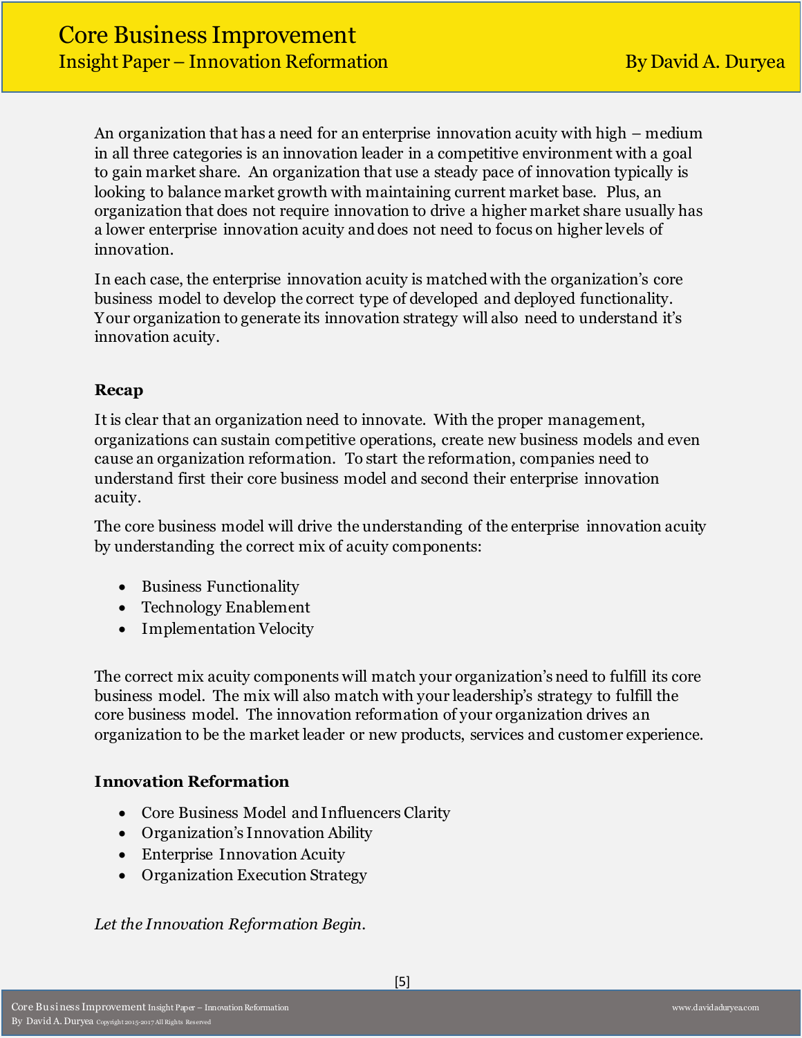An organization that has a need for an enterprise innovation acuity with high – medium in all three categories is an innovation leader in a competitive environment with a goal to gain market share. An organization that use a steady pace of innovation typically is looking to balance market growth with maintaining current market base. Plus, an organization that does not require innovation to drive a higher market share usually has a lower enterprise innovation acuity and does not need to focus on higher levels of innovation.

In each case, the enterprise innovation acuity is matched with the organization's core business model to develop the correct type of developed and deployed functionality. Your organization to generate its innovation strategy will also need to understand it's innovation acuity.

**Recap**

It is clear that an organization need to innovate. With the proper management, organizations can sustain competitive operations, create new business models and even cause an organization reformation. To start the reformation, companies need to understand first their core business model and second their enterprise innovation acuity.

The core business model will drive the understanding of the enterprise innovation acuity by understanding the correct mix of acuity components:

- Business Functionality
- Technology Enablement
- Implementation Velocity

The correct mix acuity components will match your organization's need to fulfill its core business model. The mix will also match with your leadership's strategy to fulfill the core business model. The innovation reformation of your organization drives an organization to be the market leader or new products, services and customer experience.

**Innovation Reformation**

- Core Business Model and Influencers Clarity
- Organization's Innovation Ability
- Enterprise Innovation Acuity
- Organization Execution Strategy

*Let the Innovation Reformation Begin.*